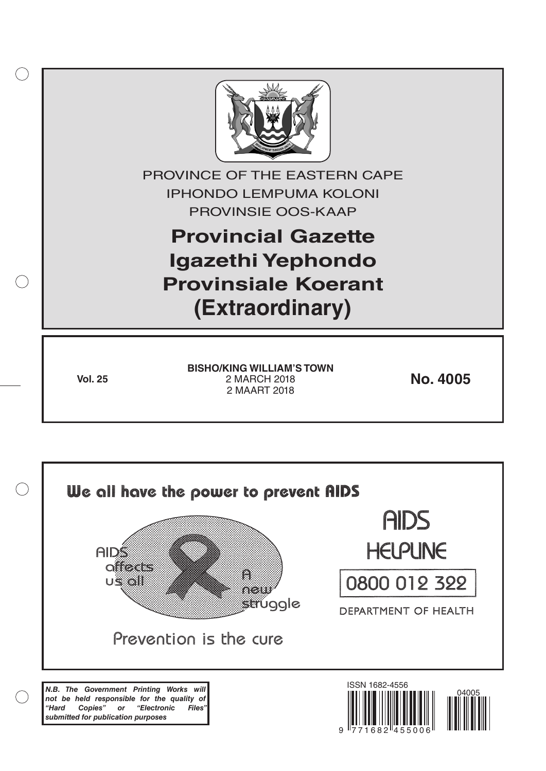PROVINCE OF THE EASTERN CAPE
IPHONDO LEMPUMA KOLONI
PROVINSIE OOS-KAAP

# Provincial Gazette
# Igazethi Yephondo
# Provinsiale Koerant
# (Extraordinary)

**Vol. 25**

**BISHO/KING WILLIAM'S TOWN**
2 MARCH 2018
2 MAART 2018

**No. 4005**

We all have the power to prevent AIDS

AIDS affects us all

A new struggle

Prevention is the cure

AIDS HELPLINE

0800 012 322

DEPARTMENT OF HEALTH

***N.B. The Government Printing Works will not be held responsible for the quality of "Hard Copies" or "Electronic Files" submitted for publication purposes***

ISSN 1682-4556

9 771682 455006

04005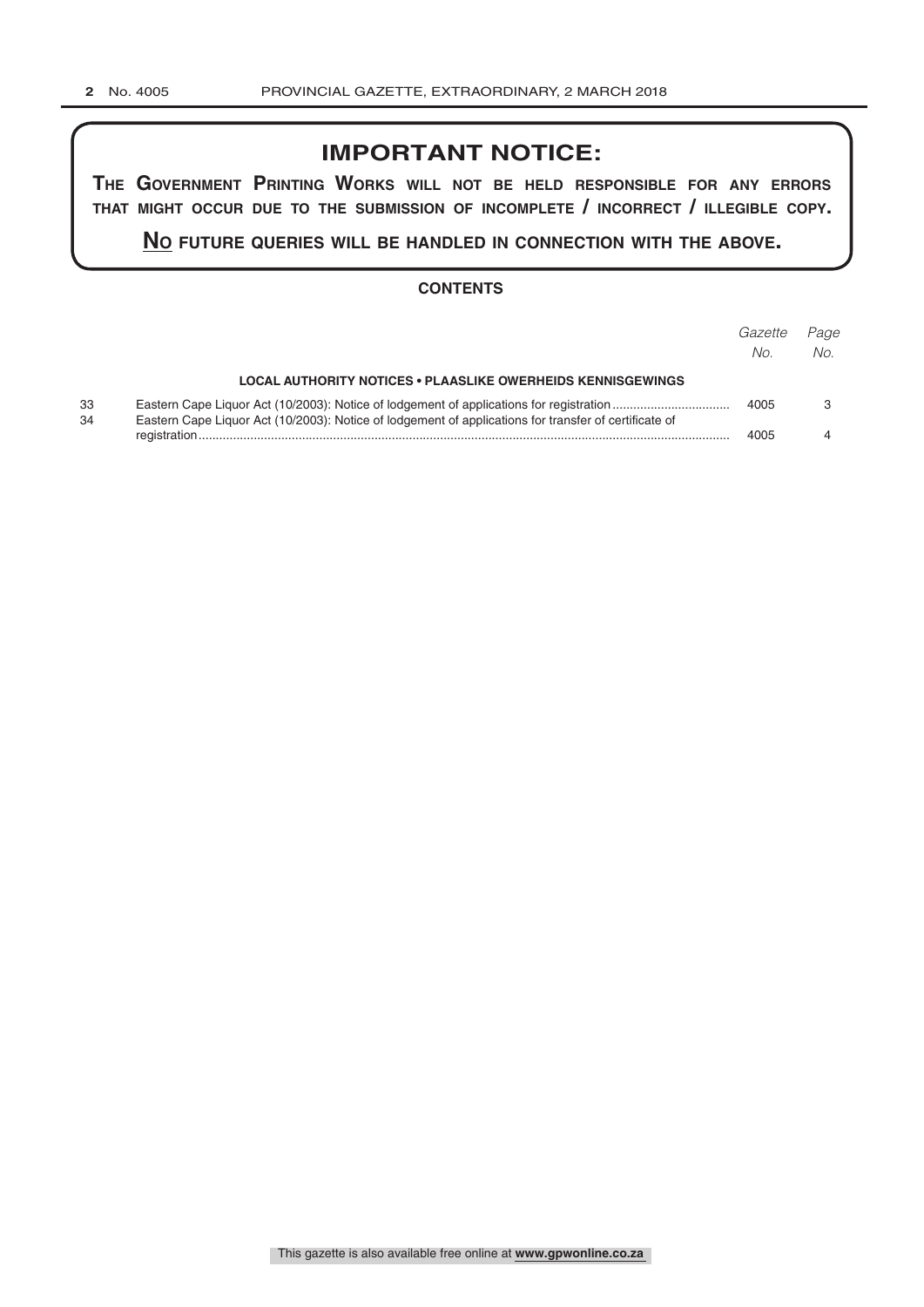## IMPORTANT NOTICE:

**THE GOVERNMENT PRINTING WORKS WILL NOT BE HELD RESPONSIBLE FOR ANY ERRORS THAT MIGHT OCCUR DUE TO THE SUBMISSION OF INCOMPLETE / INCORRECT / ILLEGIBLE COPY.**

**NO FUTURE QUERIES WILL BE HANDLED IN CONNECTION WITH THE ABOVE.**

### CONTENTS

| | | *Gazette No.* | *Page No.* |
|---|---|---|---|
| | **LOCAL AUTHORITY NOTICES • PLAASLIKE OWERHEIDS KENNISGEWINGS** | | |
| 33 | Eastern Cape Liquor Act (10/2003): Notice of lodgement of applications for registration | 4005 | 3 |
| 34 | Eastern Cape Liquor Act (10/2003): Notice of lodgement of applications for transfer of certificate of registration | 4005 | 4 |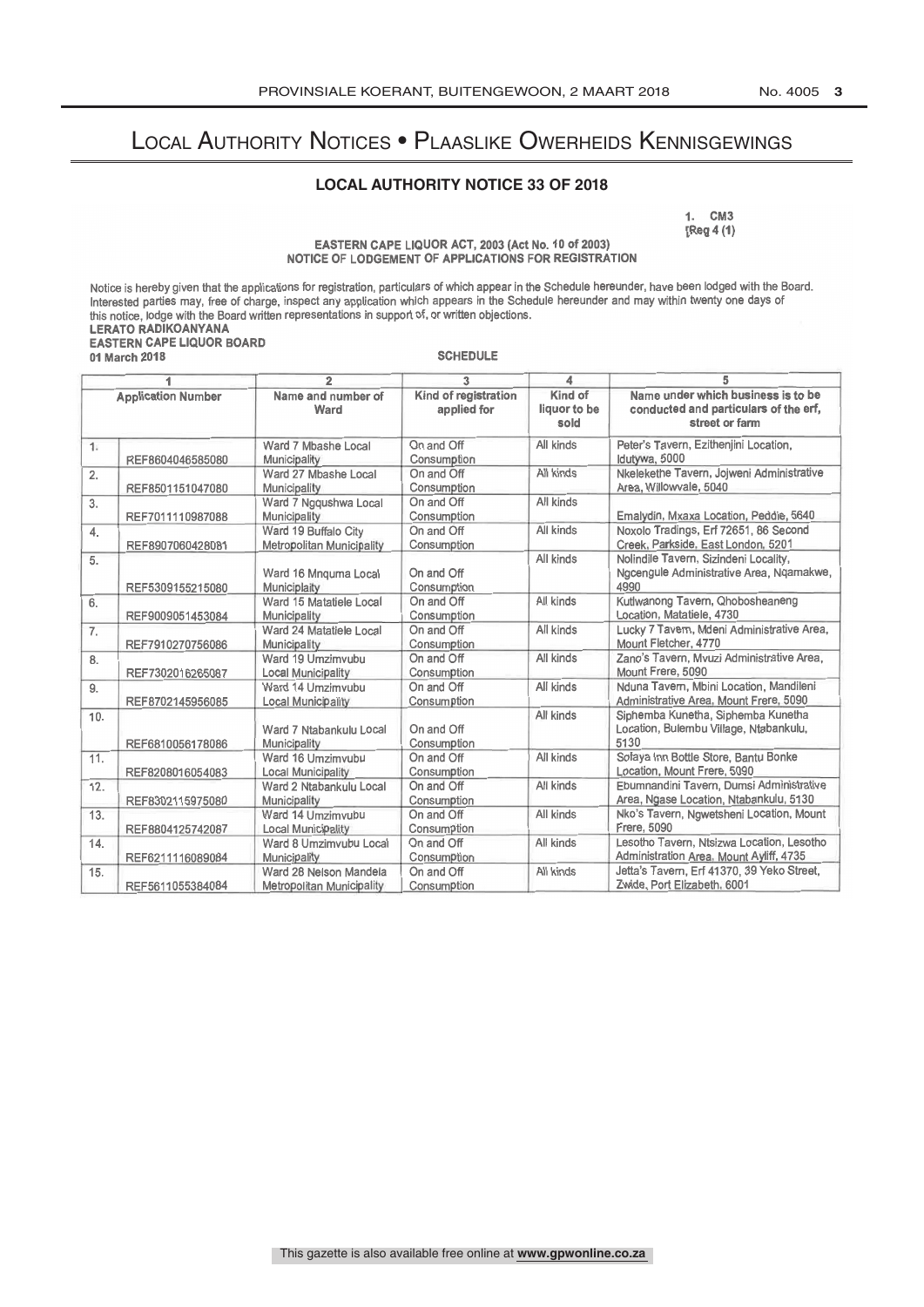# Local Authority Notices • Plaaslike Owerheids Kennisgewings

## LOCAL AUTHORITY NOTICE 33 OF 2018

1. CM3
[Reg 4 (1)

**EASTERN CAPE LIQUOR ACT, 2003 (Act No. 10 of 2003)**
**NOTICE OF LODGEMENT OF APPLICATIONS FOR REGISTRATION**

Notice is hereby given that the applications for registration, particulars of which appear in the Schedule hereunder, have been lodged with the Board. Interested parties may, free of charge, inspect any application which appears in the Schedule hereunder and may within twenty one days of this notice, lodge with the Board written representations in support of, or written objections.

**LERATO RADIKOANYANA**
**EASTERN CAPE LIQUOR BOARD**
**01 March 2018**

**SCHEDULE**

| 1 | | 2 | 3 | 4 | 5 |
|---|---|---|---|---|---|
| Application Number | | Name and number of Ward | Kind of registration applied for | Kind of liquor to be sold | Name under which business is to be conducted and particulars of the erf, street or farm |
| 1. | REF8604046585080 | Ward 7 Mbashe Local Municipality | On and Off Consumption | All kinds | Peter's Tavern, Ezithenjini Location, Idutywa, 5000 |
| 2. | REF8501151047080 | Ward 27 Mbashe Local Municipality | On and Off Consumption | All kinds | Nkelekethe Tavern, Jojweni Administrative Area, Willowvale, 5040 |
| 3. | REF7011110987088 | Ward 7 Ngqushwa Local Municipality | On and Off Consumption | All kinds | Emalydin, Mxaxa Location, Peddie, 5640 |
| 4. | REF8907060428081 | Ward 19 Buffalo City Metropolitan Municipality | On and Off Consumption | All kinds | Noxolo Tradings, Erf 72651, 86 Second Creek, Parkside, East London, 5201 |
| 5. | REF5309155215080 | Ward 16 Mnquma Local Municipaity | On and Off Consumption | All kinds | Nolindile Tavern, Sizindeni Locality, Ngcengule Administrative Area, Nqamakwe, 4990 |
| 6. | REF9009051453084 | Ward 15 Matatiele Local Municipality | On and Off Consumption | All kinds | Kutlwanong Tavern, Qhobosheaneng Location, Matatiele, 4730 |
| 7. | REF7910270756086 | Ward 24 Matatiele Local Municipality | On and Off Consumption | All kinds | Lucky 7 Tavern, Mdeni Administrative Area, Mount Fletcher, 4770 |
| 8. | REF7302016265087 | Ward 19 Umzimvubu Local Municipality | On and Off Consumption | All kinds | Zano's Tavern, Mvuzi Administrative Area, Mount Frere, 5090 |
| 9. | REF8702145956085 | Ward 14 Umzimvubu Local Municipality | On and Off Consumption | All kinds | Nduna Tavern, Mbini Location, Mandileni Administrative Area, Mount Frere, 5090 |
| 10. | REF6810056178086 | Ward 7 Ntabankulu Local Municipality | On and Off Consumption | All kinds | Siphemba Kunetha, Siphemba Kunetha Location, Bulembu Village, Ntabankulu, 5130 |
| 11. | REF8208016054083 | Ward 16 Umzimvubu Local Municipality | On and Off Consumption | All kinds | Sofaya Inn Bottle Store, Bantu Bonke Location, Mount Frere, 5090 |
| 12. | REF8302115975080 | Ward 2 Ntabankulu Local Municipality | On and Off Consumption | All kinds | Ebumnandini Tavern, Dumsi Administrative Area, Ngase Location, Ntabankulu, 5130 |
| 13. | REF8804125742087 | Ward 14 Umzimvubu Local Municipality | On and Off Consumption | All kinds | Nko's Tavern, Ngwetsheni Location, Mount Frere, 5090 |
| 14. | REF6211116089084 | Ward 8 Umzimvubu Local Municipality | On and Off Consumption | All kinds | Lesotho Tavern, Ntsizwa Location, Lesotho Administration Area, Mount Ayliff, 4735 |
| 15. | REF5611055384084 | Ward 28 Nelson Mandela Metropolitan Municipality | On and Off Consumption | All kinds | Jetta's Tavern, Erf 41370, 39 Yeko Street, Zwide, Port Elizabeth, 6001 |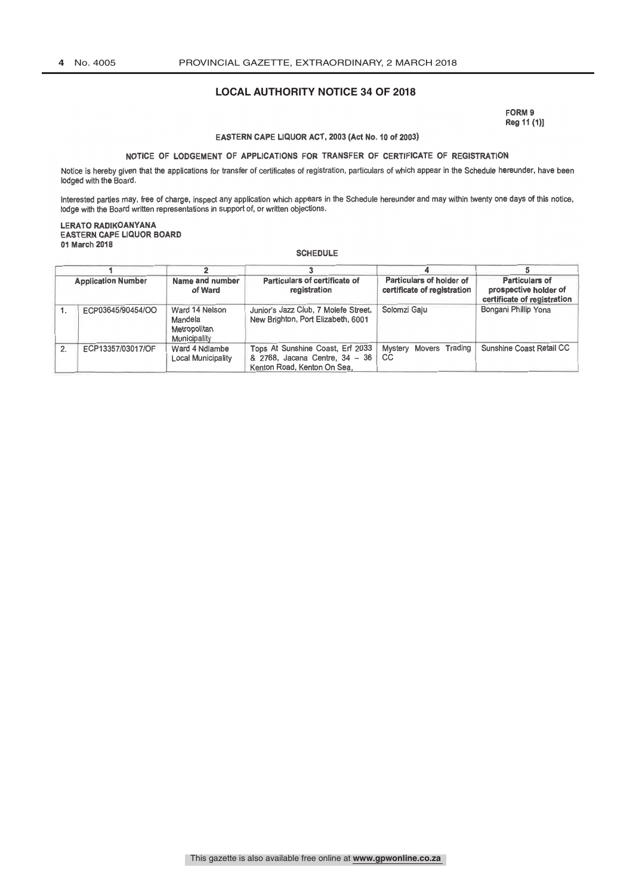## LOCAL AUTHORITY NOTICE 34 OF 2018

FORM 9
Reg 11 (1)]

### EASTERN CAPE LIQUOR ACT, 2003 (Act No. 10 of 2003)

### NOTICE OF LODGEMENT OF APPLICATIONS FOR TRANSFER OF CERTIFICATE OF REGISTRATION

Notice is hereby given that the applications for transfer of certificates of registration, particulars of which appear in the Schedule hereunder, have been lodged with the Board.

Interested parties may, free of charge, inspect any application which appears in the Schedule hereunder and may within twenty one days of this notice, lodge with the Board written representations in support of, or written objections.

**LERATO RADIKOANYANA**
**EASTERN CAPE LIQUOR BOARD**
**01 March 2018**

**SCHEDULE**

| | 1 | 2 | 3 | 4 | 5 |
|---|---|---|---|---|---|
| Application Number | | Name and number of Ward | Particulars of certificate of registration | Particulars of holder of certificate of registration | Particulars of prospective holder of certificate of registration |
| 1. | ECP03645/90454/OO | Ward 14 Nelson Mandela Metropolitan Municipality | Junior's Jazz Club, 7 Molefe Street, New Brighton, Port Elizabeth, 6001 | Solomzi Gaju | Bongani Phillip Yona |
| 2. | ECP13357/03017/OF | Ward 4 Ndlambe Local Municipality | Tops At Sunshine Coast, Erf 2033 & 2768, Jacana Centre, 34 – 36 Kenton Road, Kenton On Sea, | Mystery Movers Trading CC | Sunshine Coast Retail CC |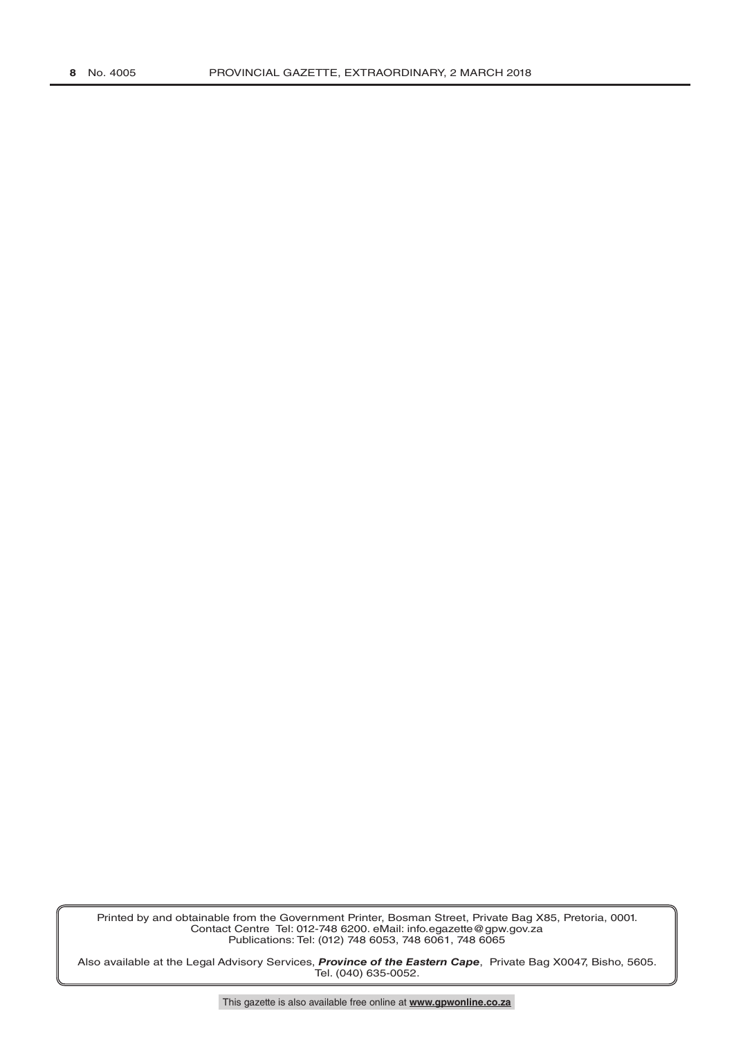Printed by and obtainable from the Government Printer, Bosman Street, Private Bag X85, Pretoria, 0001.
Contact Centre Tel: 012-748 6200. eMail: info.egazette@gpw.gov.za
Publications: Tel: (012) 748 6053, 748 6061, 748 6065

Also available at the Legal Advisory Services, ***Province of the Eastern Cape***, Private Bag X0047, Bisho, 5605.
Tel. (040) 635-0052.

This gazette is also available free online at **www.gpwonline.co.za**